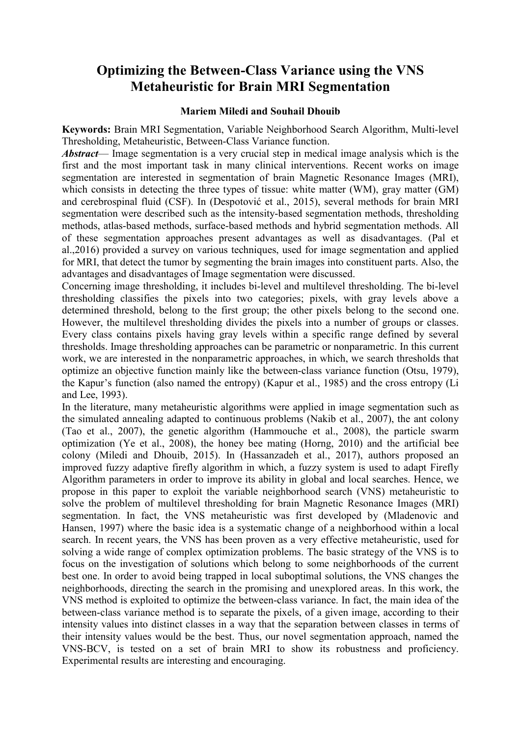# Optimizing the Between-Class Variance using the VNS Metaheuristic for Brain MRI Segmentation

**Mariem Miledi and Souhail Dhouib**

**Keywords:** Brain MRI Segmentation, Variable Neighborhood Search Algorithm, Multi-level Thresholding, Metaheuristic, Between-Class Variance function.

***Abstract***— Image segmentation is a very crucial step in medical image analysis which is the first and the most important task in many clinical interventions. Recent works on image segmentation are interested in segmentation of brain Magnetic Resonance Images (MRI), which consists in detecting the three types of tissue: white matter (WM), gray matter (GM) and cerebrospinal fluid (CSF). In (Despotović et al., 2015), several methods for brain MRI segmentation were described such as the intensity-based segmentation methods, thresholding methods, atlas-based methods, surface-based methods and hybrid segmentation methods. All of these segmentation approaches present advantages as well as disadvantages. (Pal et al.,2016) provided a survey on various techniques, used for image segmentation and applied for MRI, that detect the tumor by segmenting the brain images into constituent parts. Also, the advantages and disadvantages of Image segmentation were discussed.

Concerning image thresholding, it includes bi-level and multilevel thresholding. The bi-level thresholding classifies the pixels into two categories; pixels, with gray levels above a determined threshold, belong to the first group; the other pixels belong to the second one. However, the multilevel thresholding divides the pixels into a number of groups or classes. Every class contains pixels having gray levels within a specific range defined by several thresholds. Image thresholding approaches can be parametric or nonparametric. In this current work, we are interested in the nonparametric approaches, in which, we search thresholds that optimize an objective function mainly like the between-class variance function (Otsu, 1979), the Kapur's function (also named the entropy) (Kapur et al., 1985) and the cross entropy (Li and Lee, 1993).

In the literature, many metaheuristic algorithms were applied in image segmentation such as the simulated annealing adapted to continuous problems (Nakib et al., 2007), the ant colony (Tao et al., 2007), the genetic algorithm (Hammouche et al., 2008), the particle swarm optimization (Ye et al., 2008), the honey bee mating (Horng, 2010) and the artificial bee colony (Miledi and Dhouib, 2015). In (Hassanzadeh et al., 2017), authors proposed an improved fuzzy adaptive firefly algorithm in which, a fuzzy system is used to adapt Firefly Algorithm parameters in order to improve its ability in global and local searches. Hence, we propose in this paper to exploit the variable neighborhood search (VNS) metaheuristic to solve the problem of multilevel thresholding for brain Magnetic Resonance Images (MRI) segmentation. In fact, the VNS metaheuristic was first developed by (Mladenovic and Hansen, 1997) where the basic idea is a systematic change of a neighborhood within a local search. In recent years, the VNS has been proven as a very effective metaheuristic, used for solving a wide range of complex optimization problems. The basic strategy of the VNS is to focus on the investigation of solutions which belong to some neighborhoods of the current best one. In order to avoid being trapped in local suboptimal solutions, the VNS changes the neighborhoods, directing the search in the promising and unexplored areas. In this work, the VNS method is exploited to optimize the between-class variance. In fact, the main idea of the between-class variance method is to separate the pixels, of a given image, according to their intensity values into distinct classes in a way that the separation between classes in terms of their intensity values would be the best. Thus, our novel segmentation approach, named the VNS-BCV, is tested on a set of brain MRI to show its robustness and proficiency. Experimental results are interesting and encouraging.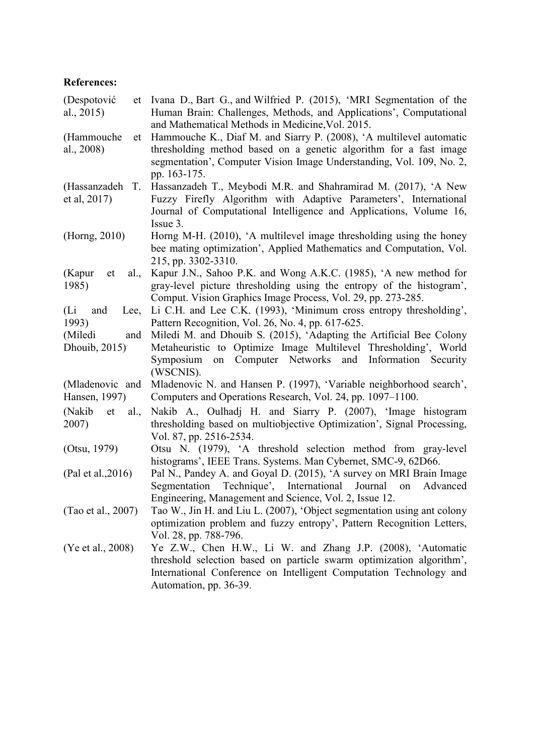**References:**

| | |
|---|---|
| (Despotović et al., 2015) | Ivana D., Bart G., and Wilfried P. (2015), 'MRI Segmentation of the Human Brain: Challenges, Methods, and Applications', Computational and Mathematical Methods in Medicine,Vol. 2015. |
| (Hammouche et al., 2008) | Hammouche K., Diaf M. and Siarry P. (2008), 'A multilevel automatic thresholding method based on a genetic algorithm for a fast image segmentation', Computer Vision Image Understanding, Vol. 109, No. 2, pp. 163-175. |
| (Hassanzadeh T. et al, 2017) | Hassanzadeh T., Meybodi M.R. and Shahramirad M. (2017), 'A New Fuzzy Firefly Algorithm with Adaptive Parameters', International Journal of Computational Intelligence and Applications, Volume 16, Issue 3. |
| (Horng, 2010) | Horng M-H. (2010), 'A multilevel image thresholding using the honey bee mating optimization', Applied Mathematics and Computation, Vol. 215, pp. 3302-3310. |
| (Kapur et al., 1985) | Kapur J.N., Sahoo P.K. and Wong A.K.C. (1985), 'A new method for gray-level picture thresholding using the entropy of the histogram', Comput. Vision Graphics Image Process, Vol. 29, pp. 273-285. |
| (Li and Lee, 1993) | Li C.H. and Lee C.K. (1993), 'Minimum cross entropy thresholding', Pattern Recognition, Vol. 26, No. 4, pp. 617-625. |
| (Miledi and Dhouib, 2015) | Miledi M. and Dhouib S. (2015), 'Adapting the Artificial Bee Colony Metaheuristic to Optimize Image Multilevel Thresholding', World Symposium on Computer Networks and Information Security (WSCNIS). |
| (Mladenovic and Hansen, 1997) | Mladenovic N. and Hansen P. (1997), 'Variable neighborhood search', Computers and Operations Research, Vol. 24, pp. 1097–1100. |
| (Nakib et al., 2007) | Nakib A., Oulhadj H. and Siarry P. (2007), 'Image histogram thresholding based on multiobjective Optimization', Signal Processing, Vol. 87, pp. 2516-2534. |
| (Otsu, 1979) | Otsu N. (1979), 'A threshold selection method from gray-level histograms', IEEE Trans. Systems. Man Cybernet, SMC-9, 62D66. |
| (Pal et al.,2016) | Pal N., Pandey A. and Goyal D. (2015), 'A survey on MRI Brain Image Segmentation Technique', International Journal on Advanced Engineering, Management and Science, Vol. 2, Issue 12. |
| (Tao et al., 2007) | Tao W., Jin H. and Liu L. (2007), 'Object segmentation using ant colony optimization problem and fuzzy entropy', Pattern Recognition Letters, Vol. 28, pp. 788-796. |
| (Ye et al., 2008) | Ye Z.W., Chen H.W., Li W. and Zhang J.P. (2008), 'Automatic threshold selection based on particle swarm optimization algorithm', International Conference on Intelligent Computation Technology and Automation, pp. 36-39. |